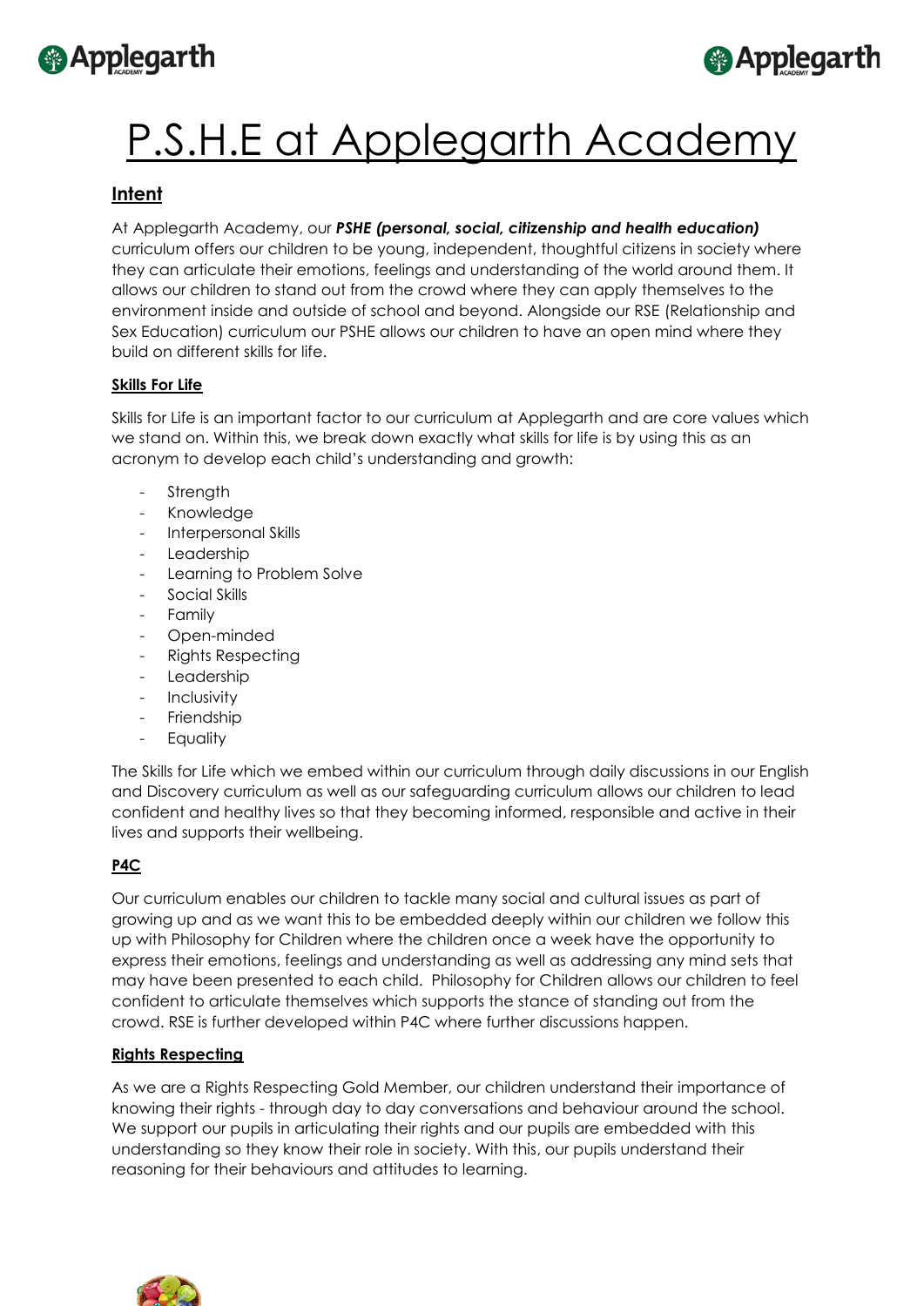# P.S.H.E at Applegarth Academy

## Intent

At Applegarth Academy, our ***PSHE (personal, social, citizenship and health education)*** curriculum offers our children to be young, independent, thoughtful citizens in society where they can articulate their emotions, feelings and understanding of the world around them. It allows our children to stand out from the crowd where they can apply themselves to the environment inside and outside of school and beyond. Alongside our RSE (Relationship and Sex Education) curriculum our PSHE allows our children to have an open mind where they build on different skills for life.

### Skills For Life

Skills for Life is an important factor to our curriculum at Applegarth and are core values which we stand on. Within this, we break down exactly what skills for life is by using this as an acronym to develop each child's understanding and growth:

- Strength
- Knowledge
- Interpersonal Skills
- Leadership
- Learning to Problem Solve
- Social Skills
- Family
- Open-minded
- Rights Respecting
- Leadership
- Inclusivity
- Friendship
- Equality

The Skills for Life which we embed within our curriculum through daily discussions in our English and Discovery curriculum as well as our safeguarding curriculum allows our children to lead confident and healthy lives so that they becoming informed, responsible and active in their lives and supports their wellbeing.

### P4C

Our curriculum enables our children to tackle many social and cultural issues as part of growing up and as we want this to be embedded deeply within our children we follow this up with Philosophy for Children where the children once a week have the opportunity to express their emotions, feelings and understanding as well as addressing any mind sets that may have been presented to each child. Philosophy for Children allows our children to feel confident to articulate themselves which supports the stance of standing out from the crowd. RSE is further developed within P4C where further discussions happen.

### Rights Respecting

As we are a Rights Respecting Gold Member, our children understand their importance of knowing their rights - through day to day conversations and behaviour around the school. We support our pupils in articulating their rights and our pupils are embedded with this understanding so they know their role in society. With this, our pupils understand their reasoning for their behaviours and attitudes to learning.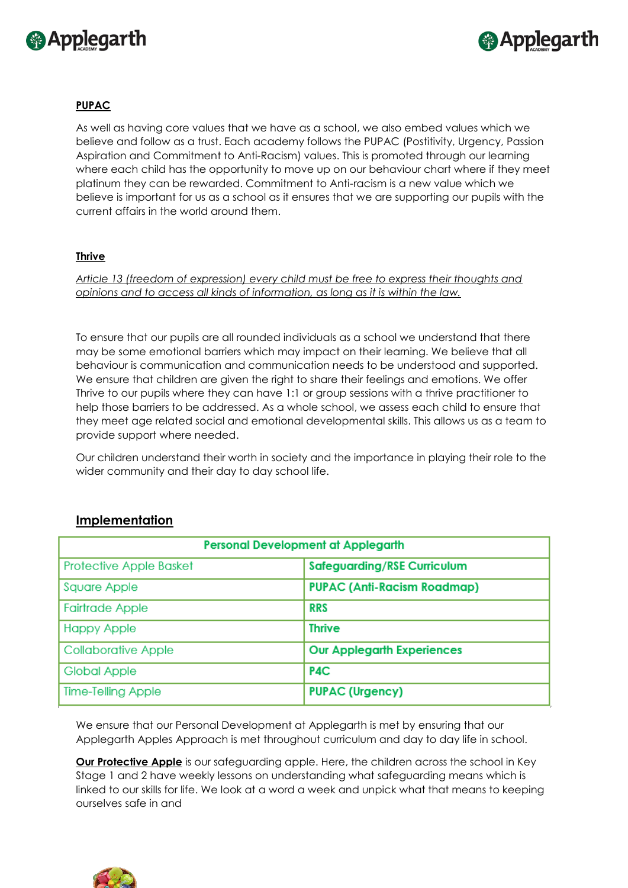**PUPAC**

As well as having core values that we have as a school, we also embed values which we believe and follow as a trust. Each academy follows the PUPAC (Postitivity, Urgency, Passion Aspiration and Commitment to Anti-Racism) values. This is promoted through our learning where each child has the opportunity to move up on our behaviour chart where if they meet platinum they can be rewarded. Commitment to Anti-racism is a new value which we believe is important for us as a school as it ensures that we are supporting our pupils with the current affairs in the world around them.

**Thrive**

*Article 13 (freedom of expression) every child must be free to express their thoughts and opinions and to access all kinds of information, as long as it is within the law.*

To ensure that our pupils are all rounded individuals as a school we understand that there may be some emotional barriers which may impact on their learning. We believe that all behaviour is communication and communication needs to be understood and supported. We ensure that children are given the right to share their feelings and emotions. We offer Thrive to our pupils where they can have 1:1 or group sessions with a thrive practitioner to help those barriers to be addressed. As a whole school, we assess each child to ensure that they meet age related social and emotional developmental skills. This allows us as a team to provide support where needed.

Our children understand their worth in society and the importance in playing their role to the wider community and their day to day school life.

## Implementation

| Personal Development at Applegarth | |
|---|---|
| Protective Apple Basket | **Safeguarding/RSE Curriculum** |
| Square Apple | **PUPAC (Anti-Racism Roadmap)** |
| Fairtrade Apple | **RRS** |
| Happy Apple | **Thrive** |
| Collaborative Apple | **Our Applegarth Experiences** |
| Global Apple | **P4C** |
| Time-Telling Apple | **PUPAC (Urgency)** |

We ensure that our Personal Development at Applegarth is met by ensuring that our Applegarth Apples Approach is met throughout curriculum and day to day life in school.

**Our Protective Apple** is our safeguarding apple. Here, the children across the school in Key Stage 1 and 2 have weekly lessons on understanding what safeguarding means which is linked to our skills for life. We look at a word a week and unpick what that means to keeping ourselves safe in and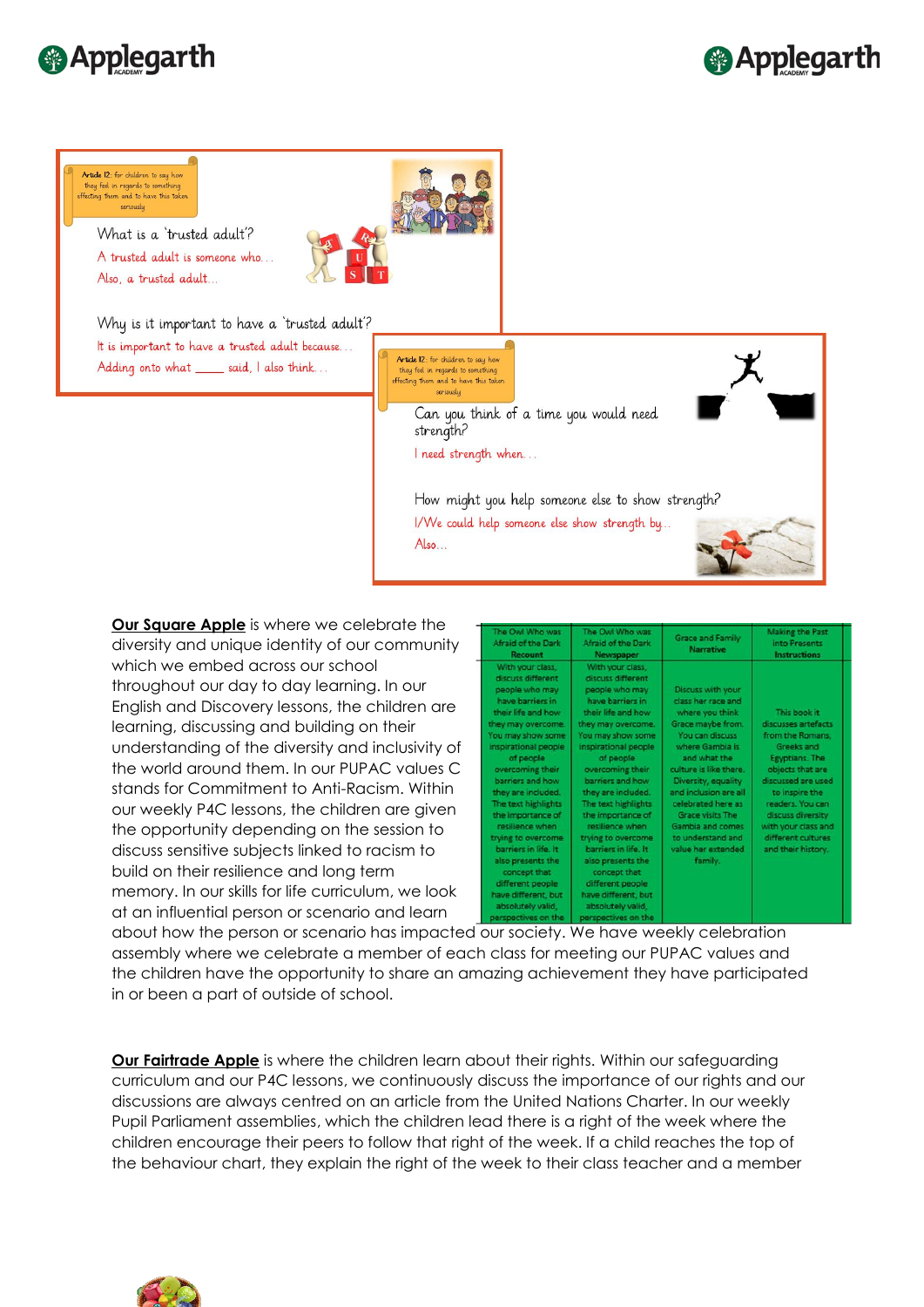Article 12: for children to say how they feel in regards to something effecting them and to have this taken seriously

What is a 'trusted adult'?

A trusted adult is someone who...

Also, a trusted adult...

Why is it important to have a 'trusted adult'?

It is important to have a trusted adult because...

Adding onto what ____ said, I also think...

Article 12: for children to say how they feel in regards to something effecting them and to have this taken seriously

Can you think of a time you would need strength?

I need strength when...

How might you help someone else to show strength?

I/We could help someone else show strength by...

Also...

**Our Square Apple** is where we celebrate the diversity and unique identity of our community which we embed across our school throughout our day to day learning. In our English and Discovery lessons, the children are learning, discussing and building on their understanding of the diversity and inclusivity of the world around them. In our PUPAC values C stands for Commitment to Anti-Racism. Within our weekly P4C lessons, the children are given the opportunity depending on the session to discuss sensitive subjects linked to racism to build on their resilience and long term memory. In our skills for life curriculum, we look at an influential person or scenario and learn about how the person or scenario has impacted our society. We have weekly celebration assembly where we celebrate a member of each class for meeting our PUPAC values and the children have the opportunity to share an amazing achievement they have participated in or been a part of outside of school.

| The Owl Who was Afraid of the Dark Recount | The Owl Who was Afraid of the Dark Newspaper | Grace and Family Narrative | Making the Past into Presents Instructions |
|---|---|---|---|
| With your class, discuss different people who may have barriers in their life and how they may overcome. You may show some inspirational people of people overcoming their barriers and how they are included. The text highlights the importance of resilience when trying to overcome barriers in life. It also presents the concept that different people have different, but absolutely valid, perspectives on the | With your class, discuss different people who may have barriers in their life and how they may overcome. You may show some inspirational people of people overcoming their barriers and how they are included. The text highlights the importance of resilience when trying to overcome barriers in life. It also presents the concept that different people have different, but absolutely valid, perspectives on the | Discuss with your class her race and where you think Grace maybe from. You can discuss where Gambia is and what the culture is like there. Diversity, equality and inclusion are all celebrated here as Grace visits The Gambia and comes to understand and value her extended family. | This book it discusses artefacts from the Romans, Greeks and Egyptians. The objects that are discussed are used to inspire the readers. You can discuss diversity with your class and different cultures and their history. |

**Our Fairtrade Apple** is where the children learn about their rights. Within our safeguarding curriculum and our P4C lessons, we continuously discuss the importance of our rights and our discussions are always centred on an article from the United Nations Charter. In our weekly Pupil Parliament assemblies, which the children lead there is a right of the week where the children encourage their peers to follow that right of the week. If a child reaches the top of the behaviour chart, they explain the right of the week to their class teacher and a member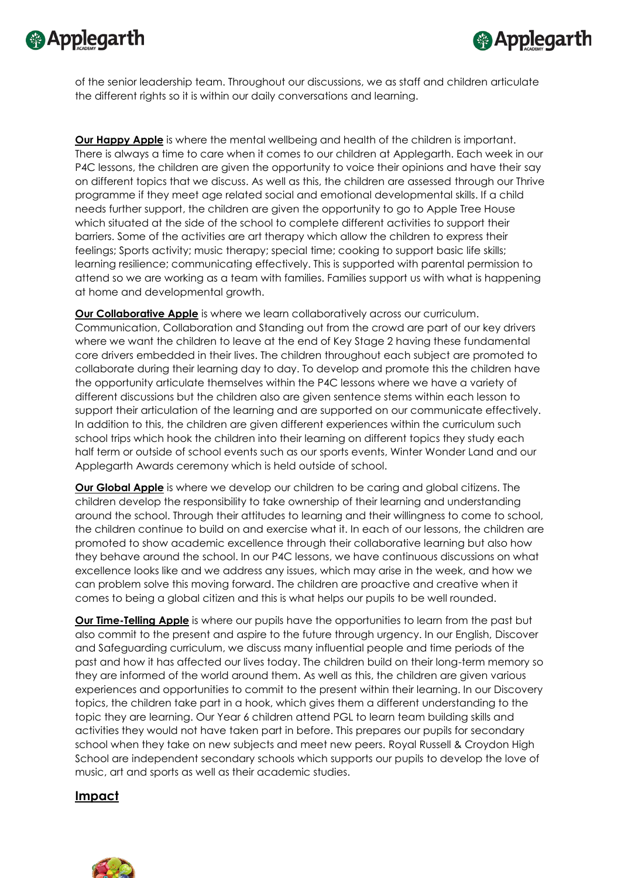of the senior leadership team. Throughout our discussions, we as staff and children articulate the different rights so it is within our daily conversations and learning.

**Our Happy Apple** is where the mental wellbeing and health of the children is important. There is always a time to care when it comes to our children at Applegarth. Each week in our P4C lessons, the children are given the opportunity to voice their opinions and have their say on different topics that we discuss. As well as this, the children are assessed through our Thrive programme if they meet age related social and emotional developmental skills. If a child needs further support, the children are given the opportunity to go to Apple Tree House which situated at the side of the school to complete different activities to support their barriers. Some of the activities are art therapy which allow the children to express their feelings; Sports activity; music therapy; special time; cooking to support basic life skills; learning resilience; communicating effectively. This is supported with parental permission to attend so we are working as a team with families. Families support us with what is happening at home and developmental growth.

**Our Collaborative Apple** is where we learn collaboratively across our curriculum. Communication, Collaboration and Standing out from the crowd are part of our key drivers where we want the children to leave at the end of Key Stage 2 having these fundamental core drivers embedded in their lives. The children throughout each subject are promoted to collaborate during their learning day to day. To develop and promote this the children have the opportunity articulate themselves within the P4C lessons where we have a variety of different discussions but the children also are given sentence stems within each lesson to support their articulation of the learning and are supported on our communicate effectively. In addition to this, the children are given different experiences within the curriculum such school trips which hook the children into their learning on different topics they study each half term or outside of school events such as our sports events, Winter Wonder Land and our Applegarth Awards ceremony which is held outside of school.

**Our Global Apple** is where we develop our children to be caring and global citizens. The children develop the responsibility to take ownership of their learning and understanding around the school. Through their attitudes to learning and their willingness to come to school, the children continue to build on and exercise what it. In each of our lessons, the children are promoted to show academic excellence through their collaborative learning but also how they behave around the school. In our P4C lessons, we have continuous discussions on what excellence looks like and we address any issues, which may arise in the week, and how we can problem solve this moving forward. The children are proactive and creative when it comes to being a global citizen and this is what helps our pupils to be well rounded.

**Our Time-Telling Apple** is where our pupils have the opportunities to learn from the past but also commit to the present and aspire to the future through urgency. In our English, Discover and Safeguarding curriculum, we discuss many influential people and time periods of the past and how it has affected our lives today. The children build on their long-term memory so they are informed of the world around them. As well as this, the children are given various experiences and opportunities to commit to the present within their learning. In our Discovery topics, the children take part in a hook, which gives them a different understanding to the topic they are learning. Our Year 6 children attend PGL to learn team building skills and activities they would not have taken part in before. This prepares our pupils for secondary school when they take on new subjects and meet new peers. Royal Russell & Croydon High School are independent secondary schools which supports our pupils to develop the love of music, art and sports as well as their academic studies.

## Impact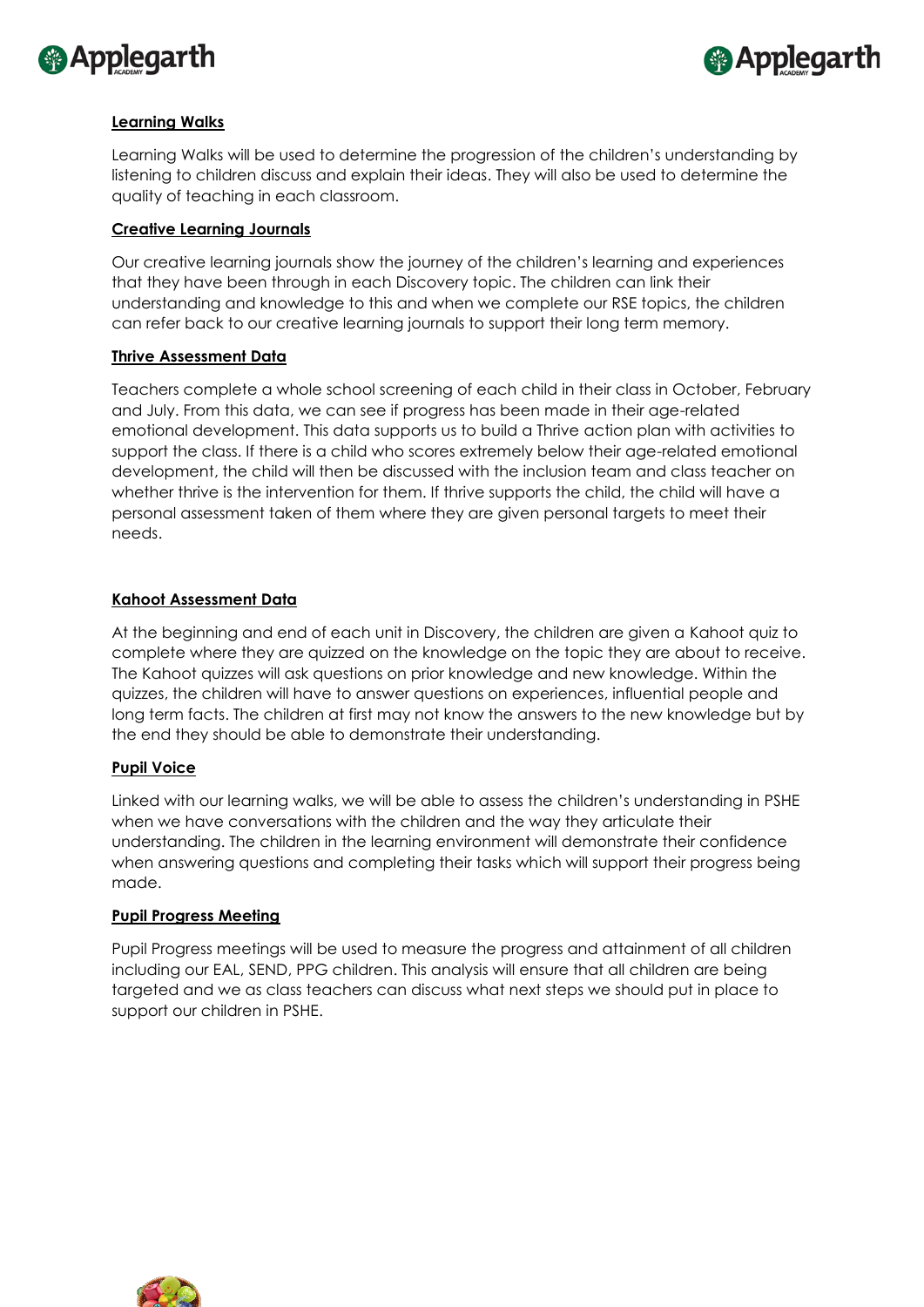**Learning Walks**

Learning Walks will be used to determine the progression of the children's understanding by listening to children discuss and explain their ideas. They will also be used to determine the quality of teaching in each classroom.

**Creative Learning Journals**

Our creative learning journals show the journey of the children's learning and experiences that they have been through in each Discovery topic. The children can link their understanding and knowledge to this and when we complete our RSE topics, the children can refer back to our creative learning journals to support their long term memory.

**Thrive Assessment Data**

Teachers complete a whole school screening of each child in their class in October, February and July. From this data, we can see if progress has been made in their age-related emotional development. This data supports us to build a Thrive action plan with activities to support the class. If there is a child who scores extremely below their age-related emotional development, the child will then be discussed with the inclusion team and class teacher on whether thrive is the intervention for them. If thrive supports the child, the child will have a personal assessment taken of them where they are given personal targets to meet their needs.

**Kahoot Assessment Data**

At the beginning and end of each unit in Discovery, the children are given a Kahoot quiz to complete where they are quizzed on the knowledge on the topic they are about to receive. The Kahoot quizzes will ask questions on prior knowledge and new knowledge. Within the quizzes, the children will have to answer questions on experiences, influential people and long term facts. The children at first may not know the answers to the new knowledge but by the end they should be able to demonstrate their understanding.

**Pupil Voice**

Linked with our learning walks, we will be able to assess the children's understanding in PSHE when we have conversations with the children and the way they articulate their understanding. The children in the learning environment will demonstrate their confidence when answering questions and completing their tasks which will support their progress being made.

**Pupil Progress Meeting**

Pupil Progress meetings will be used to measure the progress and attainment of all children including our EAL, SEND, PPG children. This analysis will ensure that all children are being targeted and we as class teachers can discuss what next steps we should put in place to support our children in PSHE.